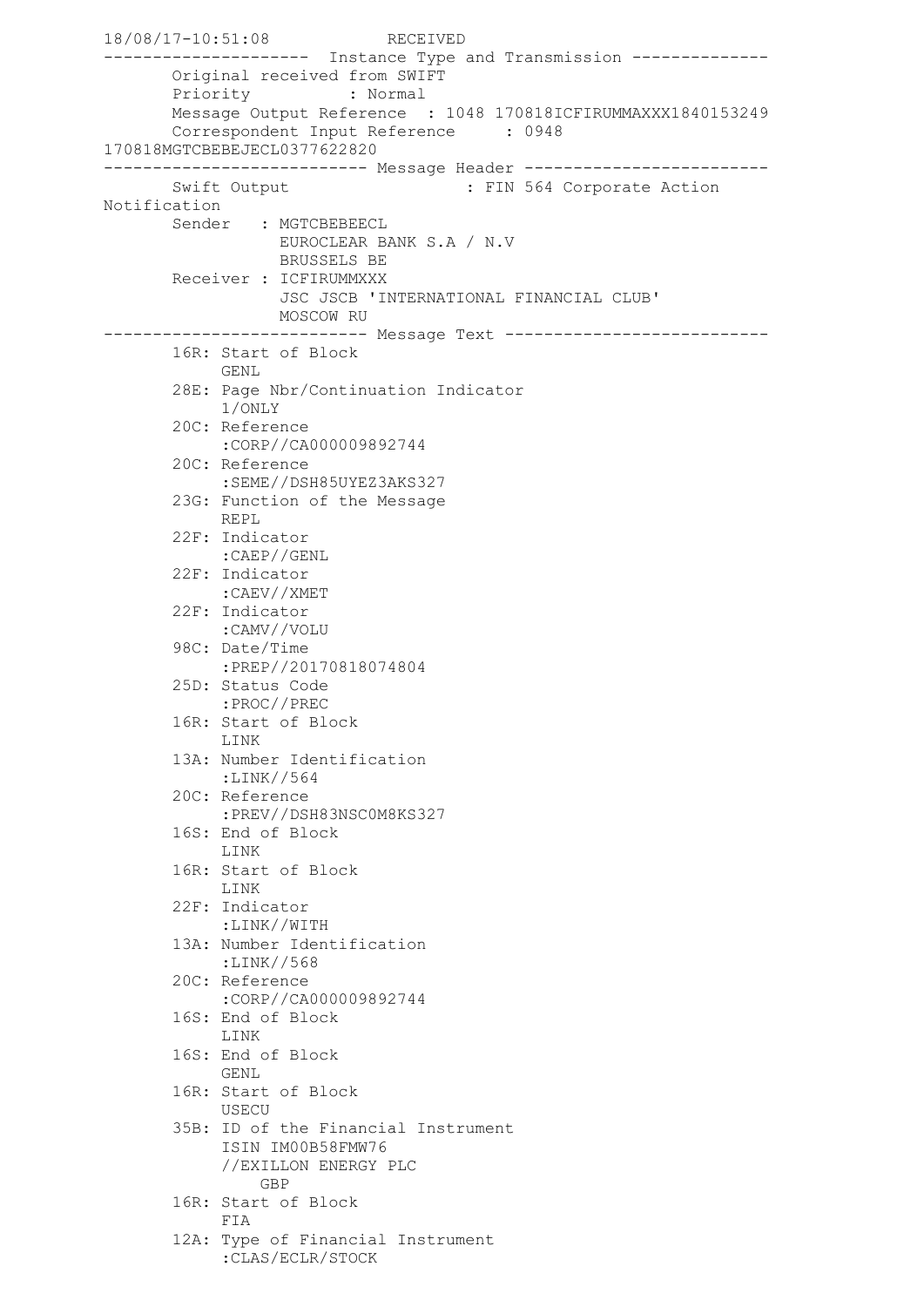```
18/08/17-10:51:08           RECEIVED
--------------------- Instance Type and Transmission --------------
       Original received from SWIFT
       Priority          : Normal
       Message Output Reference  : 1048 170818ICFIRUMMAXXX1840153249
       Correspondent Input Reference     : 0948
170818MGTCBEBEJECL0377622820
--------------------------- Message Header -------------------------
       Swift Output                  : FIN 564 Corporate Action
Notification
       Sender   : MGTCBEBEECL
                  EUROCLEAR BANK S.A / N.V
                  BRUSSELS BE
       Receiver : ICFIRUMMXXX
                  JSC JSCB 'INTERNATIONAL FINANCIAL CLUB'
                  MOSCOW RU
--------------------------- Message Text ---------------------------
       16R: Start of Block
            GENL
       28E: Page Nbr/Continuation Indicator
            1/ONLY
       20C: Reference
            :CORP//CA000009892744
       20C: Reference
            :SEME//DSH85UYEZ3AKS327
       23G: Function of the Message
            REPL
       22F: Indicator
            :CAEP//GENL
       22F: Indicator
            :CAEV//XMET
       22F: Indicator
            :CAMV//VOLU
       98C: Date/Time
            :PREP//20170818074804
       25D: Status Code
            :PROC//PREC
       16R: Start of Block
            LINK
       13A: Number Identification
            :LINK//564
       20C: Reference
            :PREV//DSH83NSC0M8KS327
       16S: End of Block
            LINK
       16R: Start of Block
            LINK
       22F: Indicator
            :LINK//WITH
       13A: Number Identification
            :LINK//568
       20C: Reference
            :CORP//CA000009892744
       16S: End of Block
            LINK
       16S: End of Block
            GENL
       16R: Start of Block
            USECU
       35B: ID of the Financial Instrument
            ISIN IM00B58FMW76
            //EXILLON ENERGY PLC
                GBP
       16R: Start of Block
            FIA
       12A: Type of Financial Instrument
            :CLAS/ECLR/STOCK
```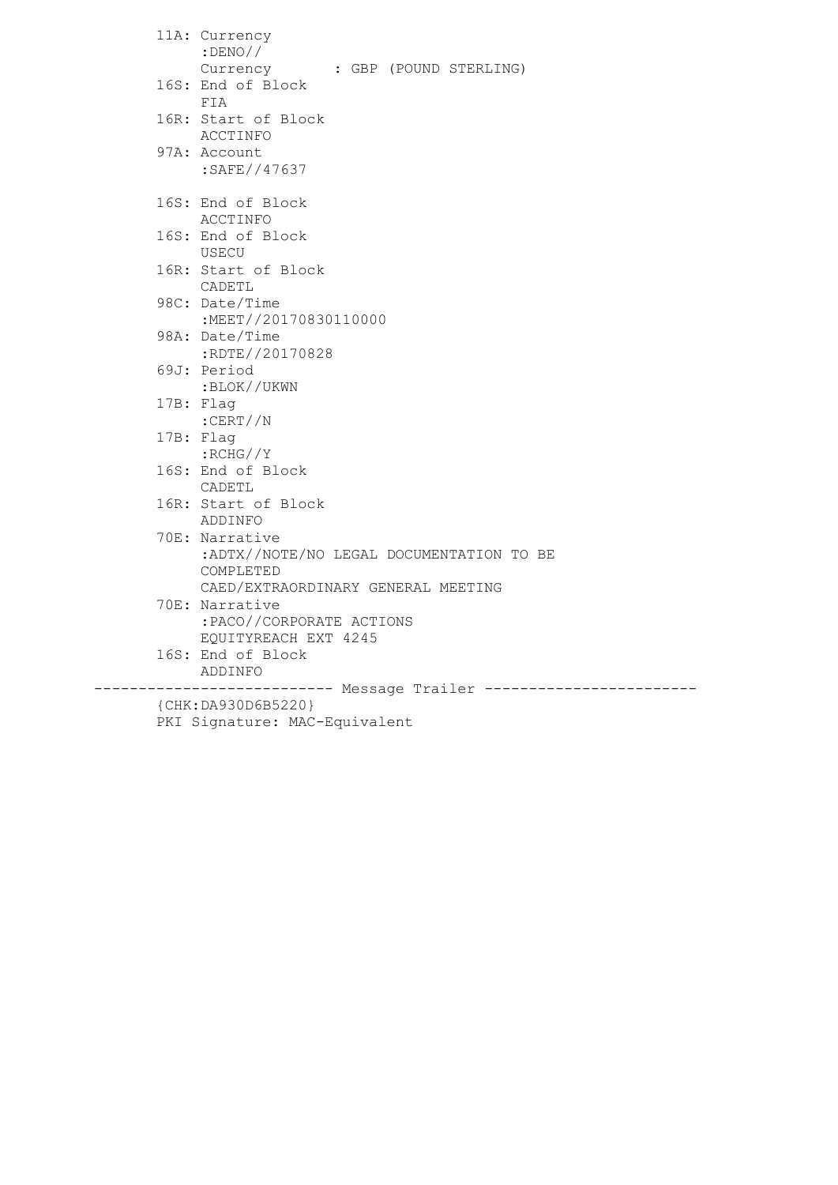```
        11A: Currency
             :DENO//
             Currency       : GBP (POUND STERLING)
        16S: End of Block
             FIA
        16R: Start of Block
             ACCTINFO
        97A: Account
             :SAFE//47637

        16S: End of Block
             ACCTINFO
        16S: End of Block
             USECU
        16R: Start of Block
             CADETL
        98C: Date/Time
             :MEET//20170830110000
        98A: Date/Time
             :RDTE//20170828
        69J: Period
             :BLOK//UKWN
        17B: Flag
             :CERT//N
        17B: Flag
             :RCHG//Y
        16S: End of Block
             CADETL
        16R: Start of Block
             ADDINFO
        70E: Narrative
             :ADTX//NOTE/NO LEGAL DOCUMENTATION TO BE
             COMPLETED
             CAED/EXTRAORDINARY GENERAL MEETING
        70E: Narrative
             :PACO//CORPORATE ACTIONS
             EQUITYREACH EXT 4245
        16S: End of Block
             ADDINFO
---------------------------- Message Trailer ------------------------
        {CHK:DA930D6B5220}
        PKI Signature: MAC-Equivalent
```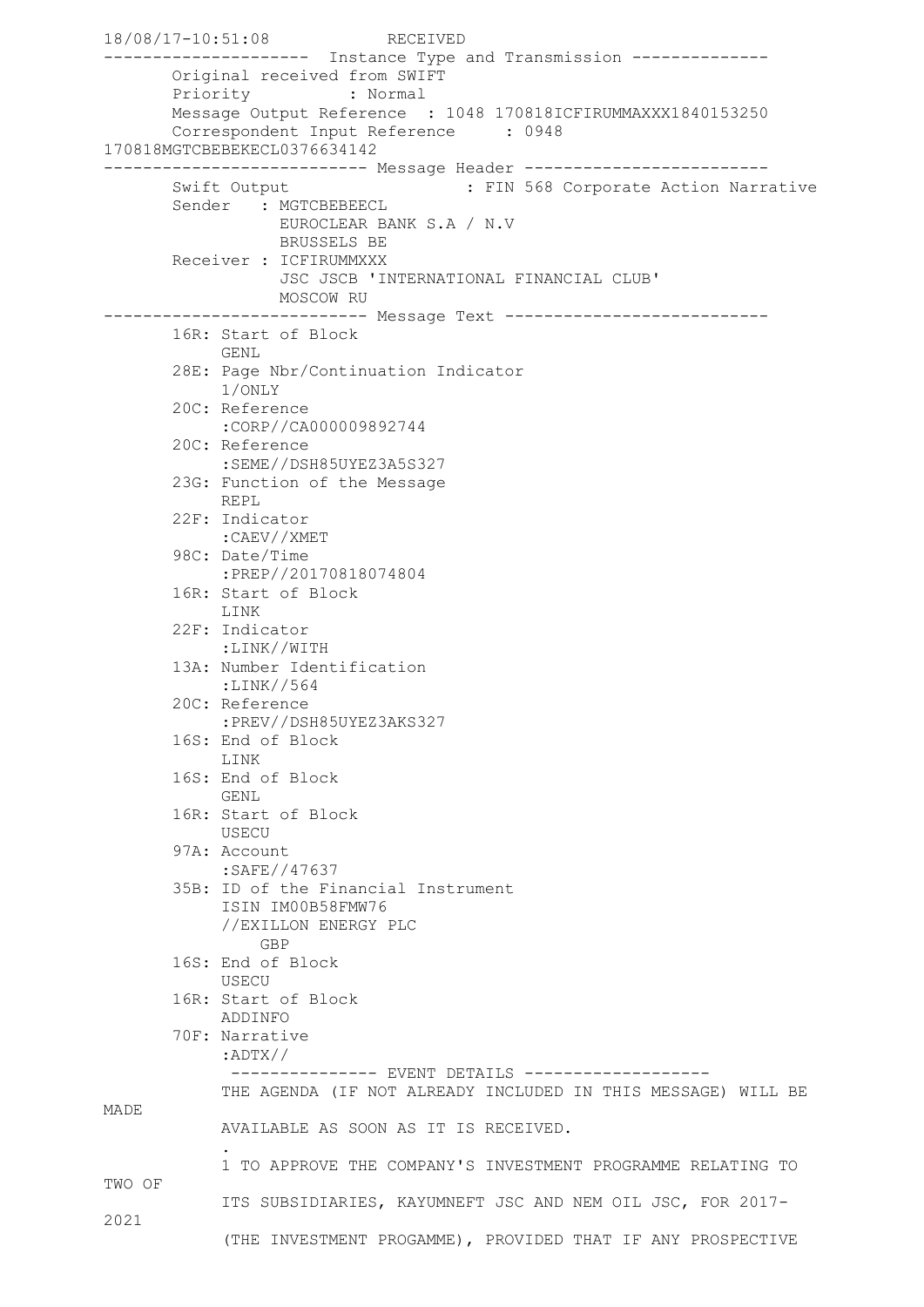```
18/08/17-10:51:08            RECEIVED
--------------------- Instance Type and Transmission --------------
       Original received from SWIFT
       Priority          : Normal
       Message Output Reference  : 1048 170818ICFIRUMMAXXX1840153250
       Correspondent Input Reference     : 0948
170818MGTCBEBEKECL0376634142
--------------------------- Message Header -------------------------
       Swift Output                : FIN 568 Corporate Action Narrative
       Sender   : MGTCBEBEECL
                  EUROCLEAR BANK S.A / N.V
                  BRUSSELS BE
       Receiver : ICFIRUMMXXX
                  JSC JSCB 'INTERNATIONAL FINANCIAL CLUB'
                  MOSCOW RU
--------------------------- Message Text ---------------------------
       16R: Start of Block
            GENL
       28E: Page Nbr/Continuation Indicator
            1/ONLY
       20C: Reference
            :CORP//CA000009892744
       20C: Reference
            :SEME//DSH85UYEZ3A5S327
       23G: Function of the Message
            REPL
       22F: Indicator
            :CAEV//XMET
       98C: Date/Time
            :PREP//20170818074804
       16R: Start of Block
            LINK
       22F: Indicator
            :LINK//WITH
       13A: Number Identification
            :LINK//564
       20C: Reference
            :PREV//DSH85UYEZ3AKS327
       16S: End of Block
            LINK
       16S: End of Block
            GENL
       16R: Start of Block
            USECU
       97A: Account
            :SAFE//47637
       35B: ID of the Financial Instrument
            ISIN IM00B58FMW76
            //EXILLON ENERGY PLC
                GBP
       16S: End of Block
            USECU
       16R: Start of Block
            ADDINFO
       70F: Narrative
            :ADTX//
             --------------- EVENT DETAILS -------------------
            THE AGENDA (IF NOT ALREADY INCLUDED IN THIS MESSAGE) WILL BE
MADE
            AVAILABLE AS SOON AS IT IS RECEIVED.
            .
            1 TO APPROVE THE COMPANY'S INVESTMENT PROGRAMME RELATING TO
TWO OF
            ITS SUBSIDIARIES, KAYUMNEFT JSC AND NEM OIL JSC, FOR 2017-
2021
            (THE INVESTMENT PROGAMME), PROVIDED THAT IF ANY PROSPECTIVE
```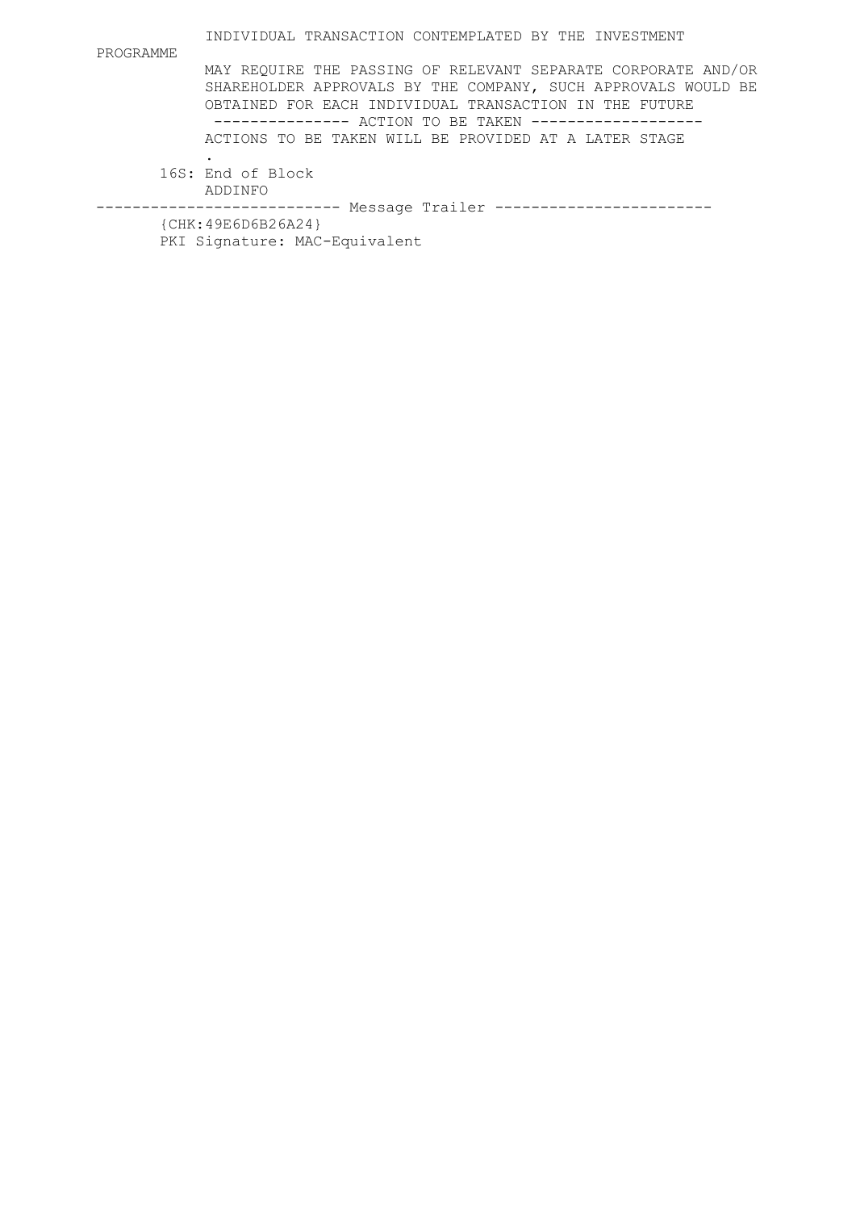```
        INDIVIDUAL TRANSACTION CONTEMPLATED BY THE INVESTMENT
PROGRAMME
        MAY REQUIRE THE PASSING OF RELEVANT SEPARATE CORPORATE AND/OR
        SHAREHOLDER APPROVALS BY THE COMPANY, SUCH APPROVALS WOULD BE
        OBTAINED FOR EACH INDIVIDUAL TRANSACTION IN THE FUTURE
         --------------- ACTION TO BE TAKEN -------------------
        ACTIONS TO BE TAKEN WILL BE PROVIDED AT A LATER STAGE
        .
   16S: End of Block
        ADDINFO
--------------------------- Message Trailer ------------------------
   {CHK:49E6D6B26A24}
   PKI Signature: MAC-Equivalent
```